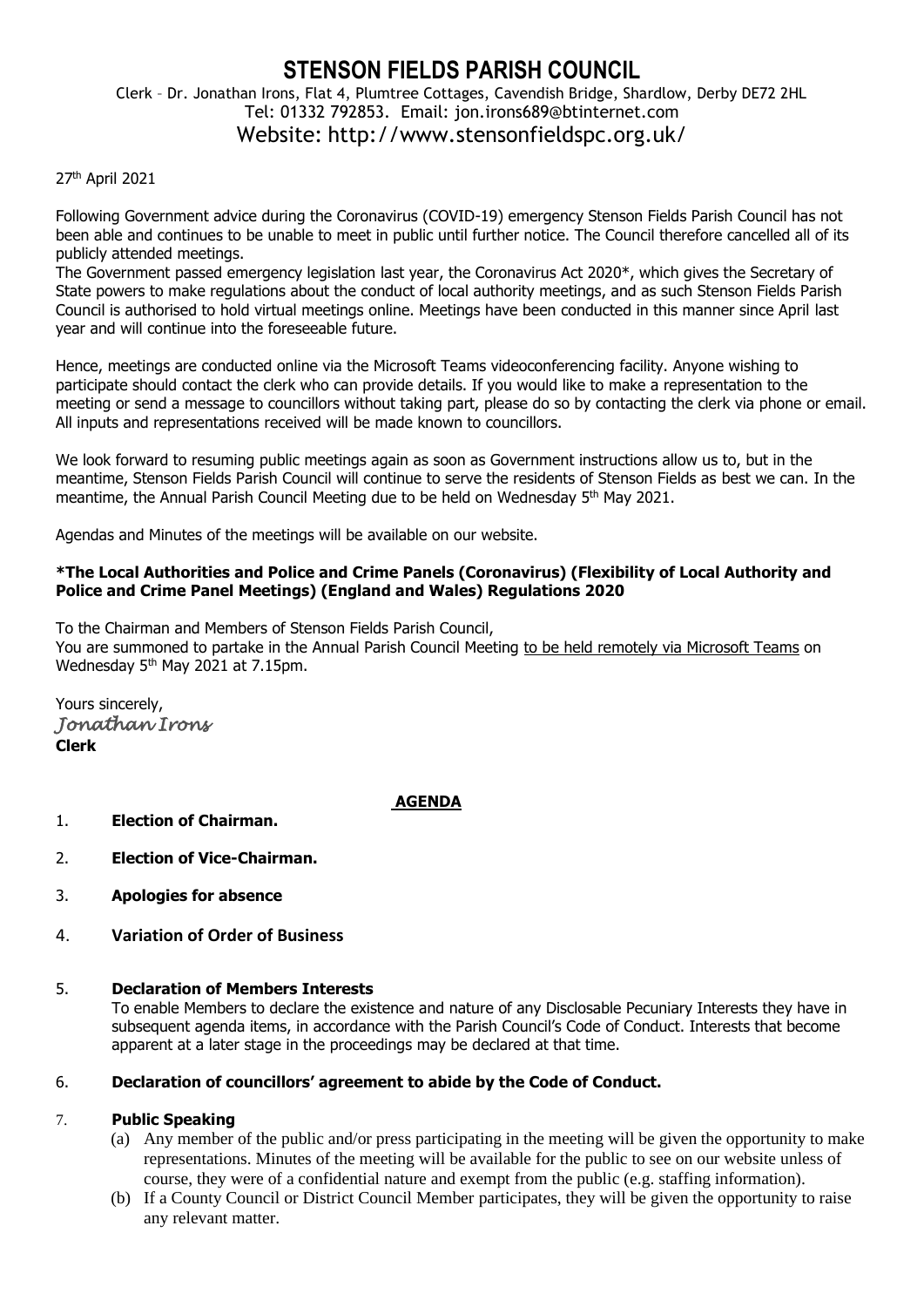# STENSON FIELDS PARISH COUNCIL

Clerk – Dr. Jonathan Irons, Flat 4, Plumtree Cottages, Cavendish Bridge, Shardlow, Derby DE72 2HL
Tel: 01332 792853. Email: jon.irons689@btinternet.com
Website: http://www.stensonfieldspc.org.uk/

27th April 2021

Following Government advice during the Coronavirus (COVID-19) emergency Stenson Fields Parish Council has not been able and continues to be unable to meet in public until further notice. The Council therefore cancelled all of its publicly attended meetings.

The Government passed emergency legislation last year, the Coronavirus Act 2020*, which gives the Secretary of State powers to make regulations about the conduct of local authority meetings, and as such Stenson Fields Parish Council is authorised to hold virtual meetings online. Meetings have been conducted in this manner since April last year and will continue into the foreseeable future.

Hence, meetings are conducted online via the Microsoft Teams videoconferencing facility. Anyone wishing to participate should contact the clerk who can provide details. If you would like to make a representation to the meeting or send a message to councillors without taking part, please do so by contacting the clerk via phone or email. All inputs and representations received will be made known to councillors.

We look forward to resuming public meetings again as soon as Government instructions allow us to, but in the meantime, Stenson Fields Parish Council will continue to serve the residents of Stenson Fields as best we can. In the meantime, the Annual Parish Council Meeting due to be held on Wednesday 5th May 2021.

Agendas and Minutes of the meetings will be available on our website.

**\*The Local Authorities and Police and Crime Panels (Coronavirus) (Flexibility of Local Authority and Police and Crime Panel Meetings) (England and Wales) Regulations 2020**

To the Chairman and Members of Stenson Fields Parish Council,
You are summoned to partake in the Annual Parish Council Meeting to be held remotely via Microsoft Teams on Wednesday 5th May 2021 at 7.15pm.

Yours sincerely,
*Jonathan Irons*
**Clerk**

## AGENDA

1. **Election of Chairman.**
2. **Election of Vice-Chairman.**
3. **Apologies for absence**
4. **Variation of Order of Business**
5. **Declaration of Members Interests**
   To enable Members to declare the existence and nature of any Disclosable Pecuniary Interests they have in subsequent agenda items, in accordance with the Parish Council's Code of Conduct. Interests that become apparent at a later stage in the proceedings may be declared at that time.
6. **Declaration of councillors' agreement to abide by the Code of Conduct.**
7. **Public Speaking**
   (a) Any member of the public and/or press participating in the meeting will be given the opportunity to make representations. Minutes of the meeting will be available for the public to see on our website unless of course, they were of a confidential nature and exempt from the public (e.g. staffing information).
   (b) If a County Council or District Council Member participates, they will be given the opportunity to raise any relevant matter.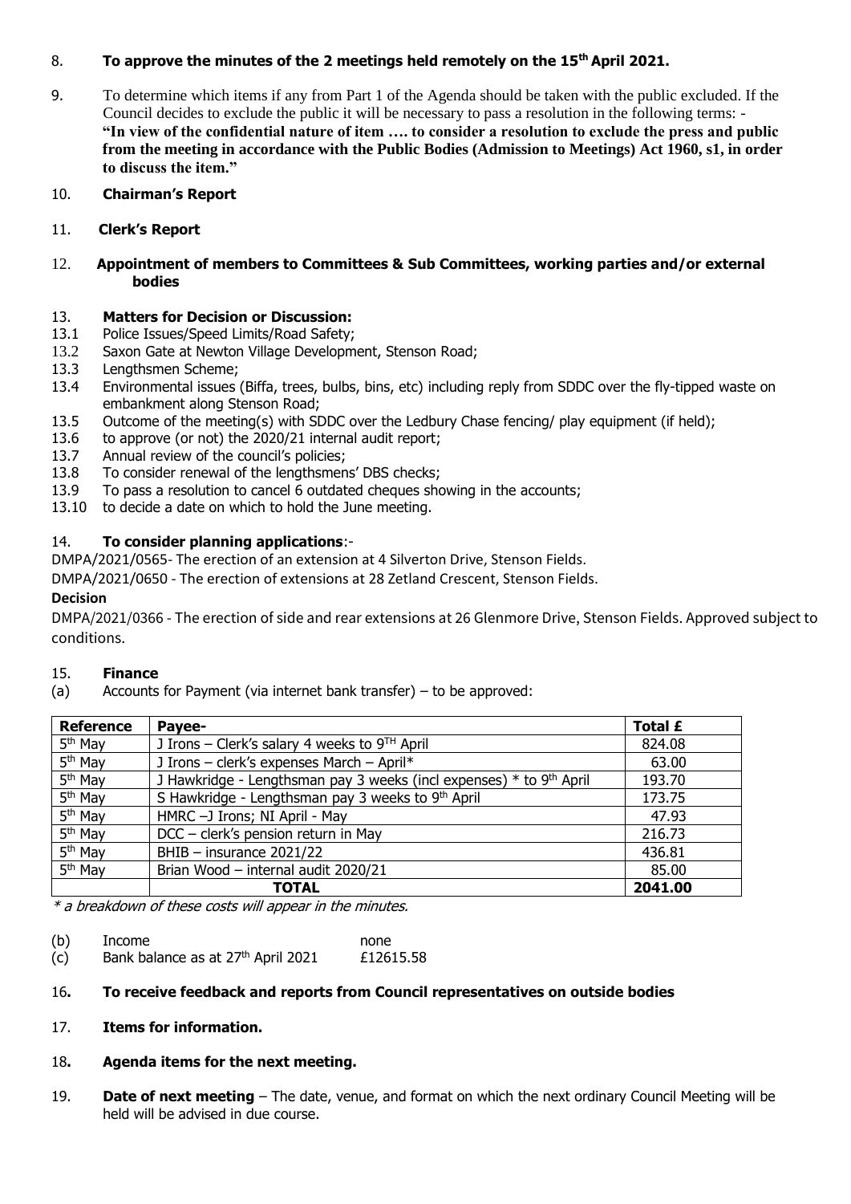8. **To approve the minutes of the 2 meetings held remotely on the 15th April 2021.**

9. To determine which items if any from Part 1 of the Agenda should be taken with the public excluded. If the Council decides to exclude the public it will be necessary to pass a resolution in the following terms: - **"In view of the confidential nature of item …. to consider a resolution to exclude the press and public from the meeting in accordance with the Public Bodies (Admission to Meetings) Act 1960, s1, in order to discuss the item."**

10. **Chairman's Report**

11. **Clerk's Report**

12. **Appointment of members to Committees & Sub Committees, working parties and/or external bodies**

13. **Matters for Decision or Discussion:**

13.1 Police Issues/Speed Limits/Road Safety;
13.2 Saxon Gate at Newton Village Development, Stenson Road;
13.3 Lengthsmen Scheme;
13.4 Environmental issues (Biffa, trees, bulbs, bins, etc) including reply from SDDC over the fly-tipped waste on embankment along Stenson Road;
13.5 Outcome of the meeting(s) with SDDC over the Ledbury Chase fencing/ play equipment (if held);
13.6 to approve (or not) the 2020/21 internal audit report;
13.7 Annual review of the council's policies;
13.8 To consider renewal of the lengthsmens' DBS checks;
13.9 To pass a resolution to cancel 6 outdated cheques showing in the accounts;
13.10 to decide a date on which to hold the June meeting.

14. **To consider planning applications**:-

DMPA/2021/0565- The erection of an extension at 4 Silverton Drive, Stenson Fields.

DMPA/2021/0650 - The erection of extensions at 28 Zetland Crescent, Stenson Fields.

**Decision**

DMPA/2021/0366 - The erection of side and rear extensions at 26 Glenmore Drive, Stenson Fields. Approved subject to conditions.

15. **Finance**

(a) Accounts for Payment (via internet bank transfer) – to be approved:

| Reference | Payee- | Total £ |
|---|---|---|
| 5th May | J Irons – Clerk's salary 4 weeks to 9TH April | 824.08 |
| 5th May | J Irons – clerk's expenses March – April* | 63.00 |
| 5th May | J Hawkridge - Lengthsman pay 3 weeks (incl expenses) * to 9th April | 193.70 |
| 5th May | S Hawkridge - Lengthsman pay 3 weeks to 9th April | 173.75 |
| 5th May | HMRC –J Irons; NI April - May | 47.93 |
| 5th May | DCC – clerk's pension return in May | 216.73 |
| 5th May | BHIB – insurance 2021/22 | 436.81 |
| 5th May | Brian Wood – internal audit 2020/21 | 85.00 |
| | **TOTAL** | **2041.00** |

*\* a breakdown of these costs will appear in the minutes.*

(b) Income none

(c) Bank balance as at 27th April 2021 £12615.58

16. **To receive feedback and reports from Council representatives on outside bodies**

17. **Items for information.**

18. **Agenda items for the next meeting.**

19. **Date of next meeting** – The date, venue, and format on which the next ordinary Council Meeting will be held will be advised in due course.